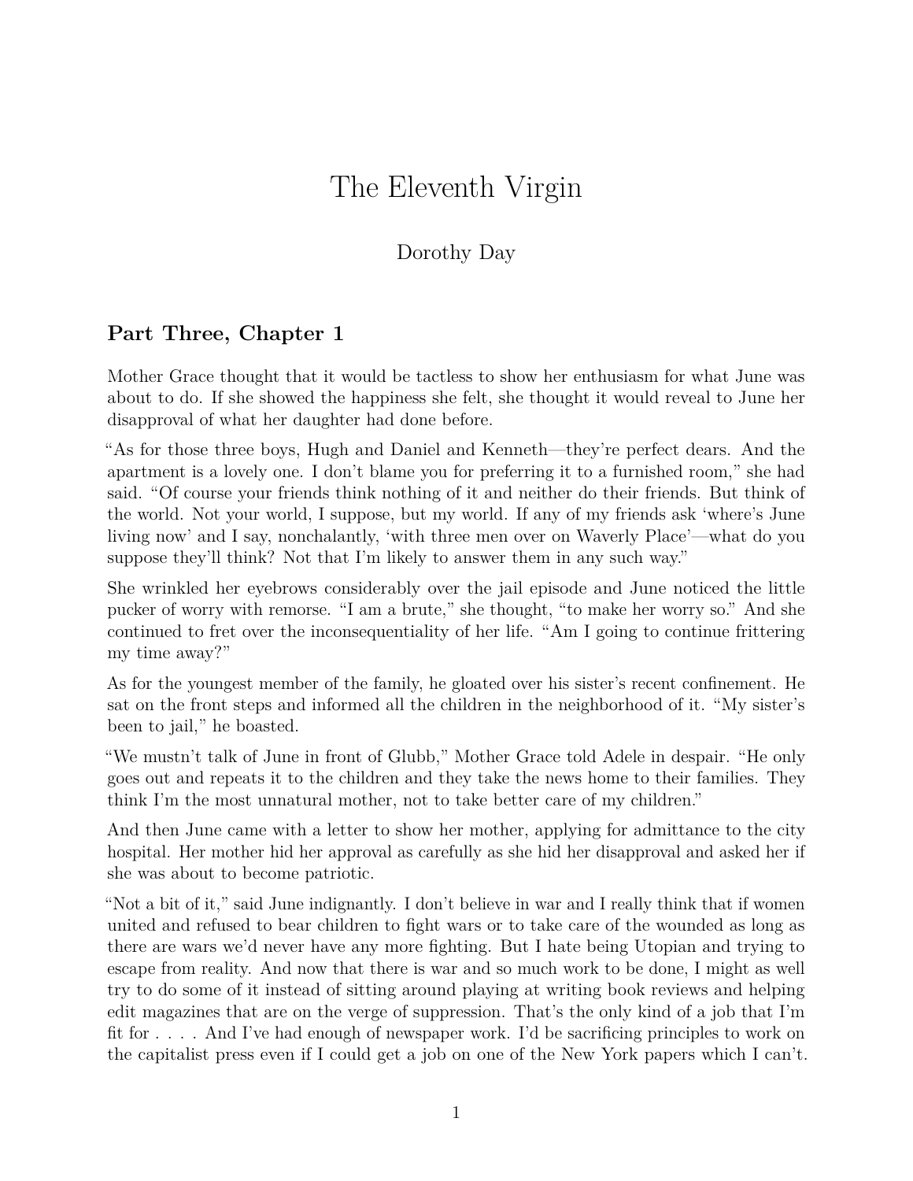# The Eleventh Virgin

Dorothy Day

## Part Three, Chapter 1

Mother Grace thought that it would be tactless to show her enthusiasm for what June was about to do. If she showed the happiness she felt, she thought it would reveal to June her disapproval of what her daughter had done before.

"As for those three boys, Hugh and Daniel and Kenneth—they're perfect dears. And the apartment is a lovely one. I don't blame you for preferring it to a furnished room," she had said. "Of course your friends think nothing of it and neither do their friends. But think of the world. Not your world, I suppose, but my world. If any of my friends ask 'where's June living now' and I say, nonchalantly, 'with three men over on Waverly Place'—what do you suppose they'll think? Not that I'm likely to answer them in any such way."

She wrinkled her eyebrows considerably over the jail episode and June noticed the little pucker of worry with remorse. "I am a brute," she thought, "to make her worry so." And she continued to fret over the inconsequentiality of her life. "Am I going to continue frittering my time away?"

As for the youngest member of the family, he gloated over his sister's recent confinement. He sat on the front steps and informed all the children in the neighborhood of it. "My sister's been to jail," he boasted.

"We mustn't talk of June in front of Glubb," Mother Grace told Adele in despair. "He only goes out and repeats it to the children and they take the news home to their families. They think I'm the most unnatural mother, not to take better care of my children."

And then June came with a letter to show her mother, applying for admittance to the city hospital. Her mother hid her approval as carefully as she hid her disapproval and asked her if she was about to become patriotic.

"Not a bit of it," said June indignantly. I don't believe in war and I really think that if women united and refused to bear children to fight wars or to take care of the wounded as long as there are wars we'd never have any more fighting. But I hate being Utopian and trying to escape from reality. And now that there is war and so much work to be done, I might as well try to do some of it instead of sitting around playing at writing book reviews and helping edit magazines that are on the verge of suppression. That's the only kind of a job that I'm fit for . . . . And I've had enough of newspaper work. I'd be sacrificing principles to work on the capitalist press even if I could get a job on one of the New York papers which I can't.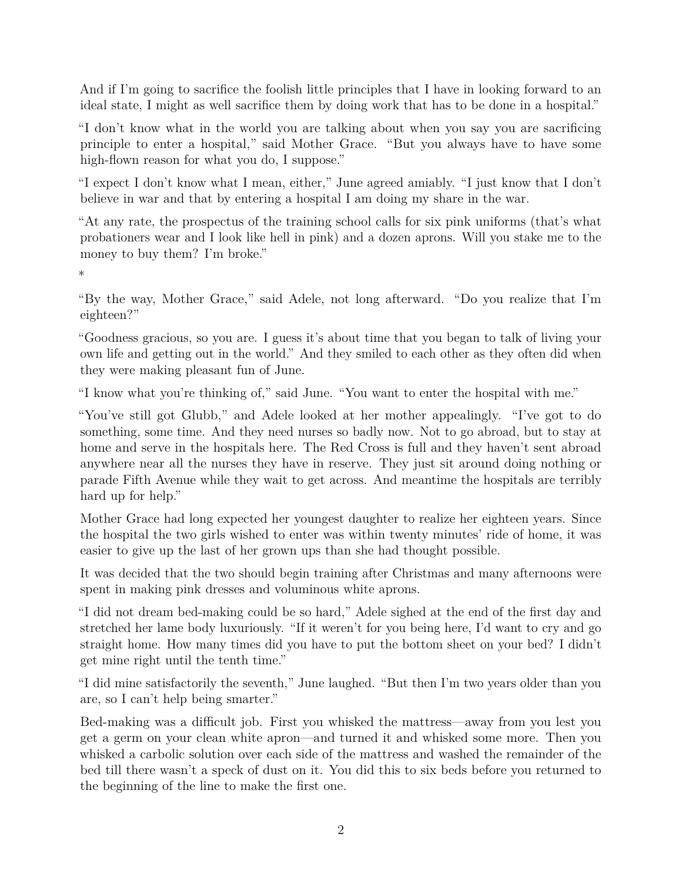And if I'm going to sacrifice the foolish little principles that I have in looking forward to an ideal state, I might as well sacrifice them by doing work that has to be done in a hospital."

"I don't know what in the world you are talking about when you say you are sacrificing principle to enter a hospital," said Mother Grace. "But you always have to have some high-flown reason for what you do, I suppose."

"I expect I don't know what I mean, either," June agreed amiably. "I just know that I don't believe in war and that by entering a hospital I am doing my share in the war.

"At any rate, the prospectus of the training school calls for six pink uniforms (that's what probationers wear and I look like hell in pink) and a dozen aprons. Will you stake me to the money to buy them? I'm broke."

*

"By the way, Mother Grace," said Adele, not long afterward. "Do you realize that I'm eighteen?"

"Goodness gracious, so you are. I guess it's about time that you began to talk of living your own life and getting out in the world." And they smiled to each other as they often did when they were making pleasant fun of June.

"I know what you're thinking of," said June. "You want to enter the hospital with me."

"You've still got Glubb," and Adele looked at her mother appealingly. "I've got to do something, some time. And they need nurses so badly now. Not to go abroad, but to stay at home and serve in the hospitals here. The Red Cross is full and they haven't sent abroad anywhere near all the nurses they have in reserve. They just sit around doing nothing or parade Fifth Avenue while they wait to get across. And meantime the hospitals are terribly hard up for help."

Mother Grace had long expected her youngest daughter to realize her eighteen years. Since the hospital the two girls wished to enter was within twenty minutes' ride of home, it was easier to give up the last of her grown ups than she had thought possible.

It was decided that the two should begin training after Christmas and many afternoons were spent in making pink dresses and voluminous white aprons.

"I did not dream bed-making could be so hard," Adele sighed at the end of the first day and stretched her lame body luxuriously. "If it weren't for you being here, I'd want to cry and go straight home. How many times did you have to put the bottom sheet on your bed? I didn't get mine right until the tenth time."

"I did mine satisfactorily the seventh," June laughed. "But then I'm two years older than you are, so I can't help being smarter."

Bed-making was a difficult job. First you whisked the mattress—away from you lest you get a germ on your clean white apron—and turned it and whisked some more. Then you whisked a carbolic solution over each side of the mattress and washed the remainder of the bed till there wasn't a speck of dust on it. You did this to six beds before you returned to the beginning of the line to make the first one.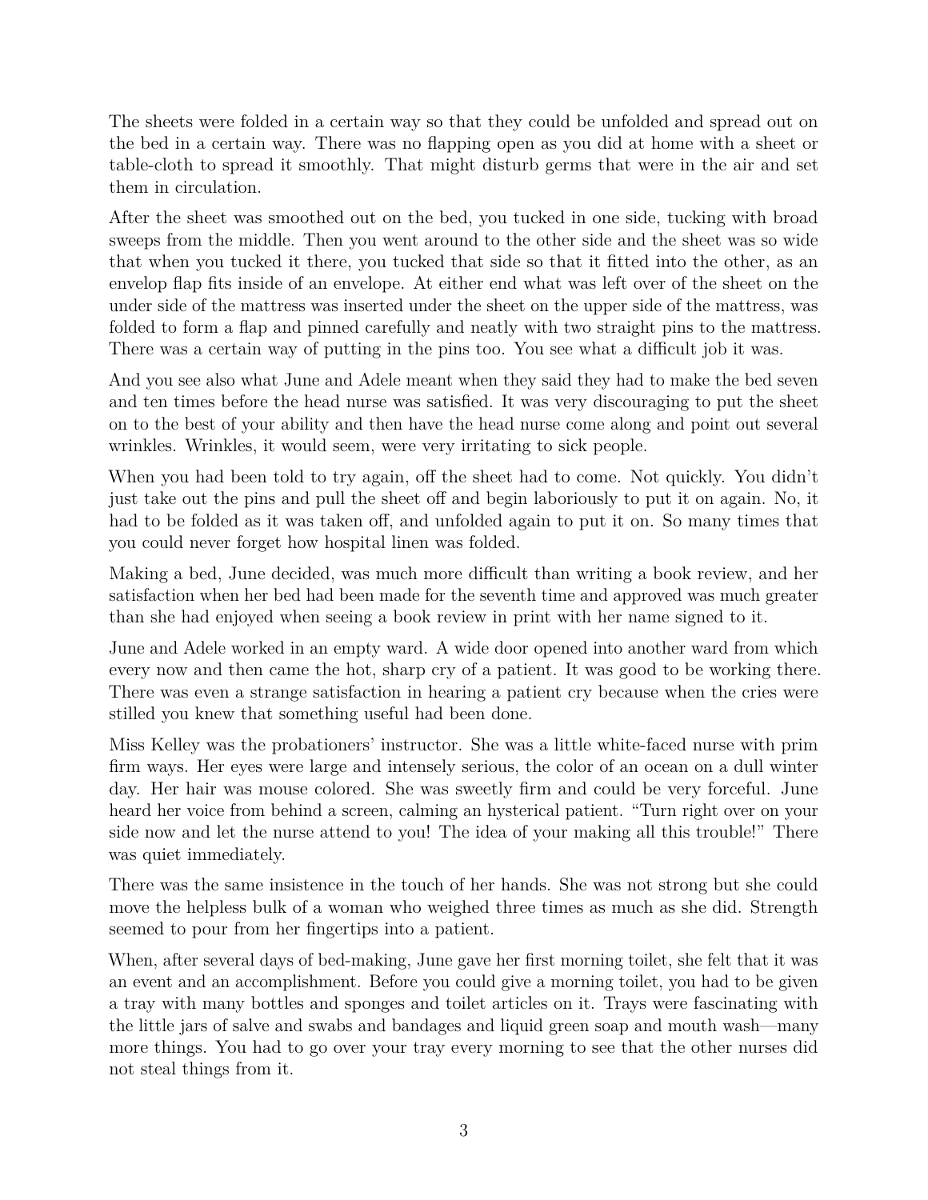The sheets were folded in a certain way so that they could be unfolded and spread out on the bed in a certain way. There was no flapping open as you did at home with a sheet or table-cloth to spread it smoothly. That might disturb germs that were in the air and set them in circulation.

After the sheet was smoothed out on the bed, you tucked in one side, tucking with broad sweeps from the middle. Then you went around to the other side and the sheet was so wide that when you tucked it there, you tucked that side so that it fitted into the other, as an envelop flap fits inside of an envelope. At either end what was left over of the sheet on the under side of the mattress was inserted under the sheet on the upper side of the mattress, was folded to form a flap and pinned carefully and neatly with two straight pins to the mattress. There was a certain way of putting in the pins too. You see what a difficult job it was.

And you see also what June and Adele meant when they said they had to make the bed seven and ten times before the head nurse was satisfied. It was very discouraging to put the sheet on to the best of your ability and then have the head nurse come along and point out several wrinkles. Wrinkles, it would seem, were very irritating to sick people.

When you had been told to try again, off the sheet had to come. Not quickly. You didn't just take out the pins and pull the sheet off and begin laboriously to put it on again. No, it had to be folded as it was taken off, and unfolded again to put it on. So many times that you could never forget how hospital linen was folded.

Making a bed, June decided, was much more difficult than writing a book review, and her satisfaction when her bed had been made for the seventh time and approved was much greater than she had enjoyed when seeing a book review in print with her name signed to it.

June and Adele worked in an empty ward. A wide door opened into another ward from which every now and then came the hot, sharp cry of a patient. It was good to be working there. There was even a strange satisfaction in hearing a patient cry because when the cries were stilled you knew that something useful had been done.

Miss Kelley was the probationers' instructor. She was a little white-faced nurse with prim firm ways. Her eyes were large and intensely serious, the color of an ocean on a dull winter day. Her hair was mouse colored. She was sweetly firm and could be very forceful. June heard her voice from behind a screen, calming an hysterical patient. "Turn right over on your side now and let the nurse attend to you! The idea of your making all this trouble!" There was quiet immediately.

There was the same insistence in the touch of her hands. She was not strong but she could move the helpless bulk of a woman who weighed three times as much as she did. Strength seemed to pour from her fingertips into a patient.

When, after several days of bed-making, June gave her first morning toilet, she felt that it was an event and an accomplishment. Before you could give a morning toilet, you had to be given a tray with many bottles and sponges and toilet articles on it. Trays were fascinating with the little jars of salve and swabs and bandages and liquid green soap and mouth wash—many more things. You had to go over your tray every morning to see that the other nurses did not steal things from it.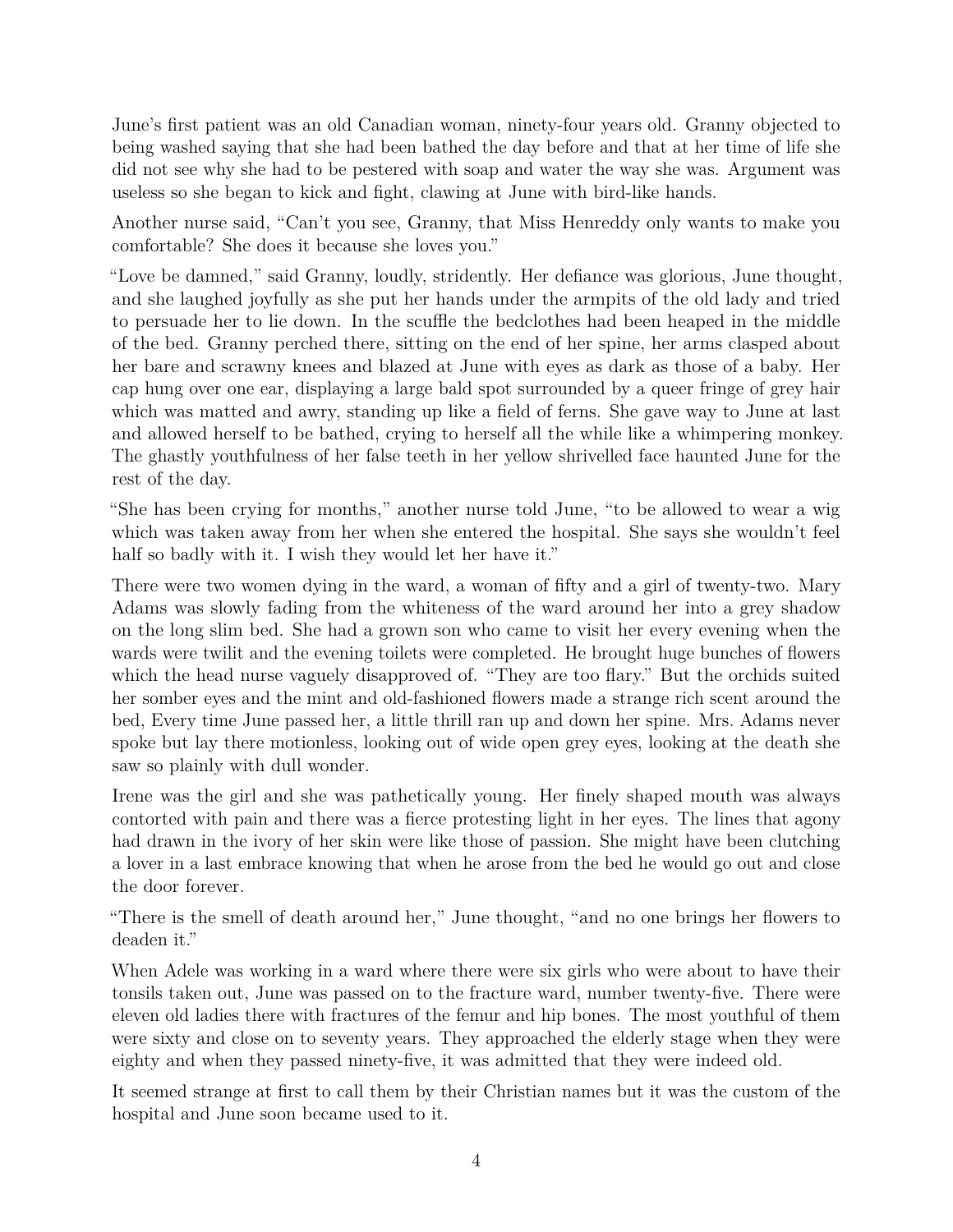June's first patient was an old Canadian woman, ninety-four years old. Granny objected to being washed saying that she had been bathed the day before and that at her time of life she did not see why she had to be pestered with soap and water the way she was. Argument was useless so she began to kick and fight, clawing at June with bird-like hands.

Another nurse said, "Can't you see, Granny, that Miss Henreddy only wants to make you comfortable? She does it because she loves you."

"Love be damned," said Granny, loudly, stridently. Her defiance was glorious, June thought, and she laughed joyfully as she put her hands under the armpits of the old lady and tried to persuade her to lie down. In the scuffle the bedclothes had been heaped in the middle of the bed. Granny perched there, sitting on the end of her spine, her arms clasped about her bare and scrawny knees and blazed at June with eyes as dark as those of a baby. Her cap hung over one ear, displaying a large bald spot surrounded by a queer fringe of grey hair which was matted and awry, standing up like a field of ferns. She gave way to June at last and allowed herself to be bathed, crying to herself all the while like a whimpering monkey. The ghastly youthfulness of her false teeth in her yellow shrivelled face haunted June for the rest of the day.

"She has been crying for months," another nurse told June, "to be allowed to wear a wig which was taken away from her when she entered the hospital. She says she wouldn't feel half so badly with it. I wish they would let her have it."

There were two women dying in the ward, a woman of fifty and a girl of twenty-two. Mary Adams was slowly fading from the whiteness of the ward around her into a grey shadow on the long slim bed. She had a grown son who came to visit her every evening when the wards were twilit and the evening toilets were completed. He brought huge bunches of flowers which the head nurse vaguely disapproved of. "They are too flary." But the orchids suited her somber eyes and the mint and old-fashioned flowers made a strange rich scent around the bed, Every time June passed her, a little thrill ran up and down her spine. Mrs. Adams never spoke but lay there motionless, looking out of wide open grey eyes, looking at the death she saw so plainly with dull wonder.

Irene was the girl and she was pathetically young. Her finely shaped mouth was always contorted with pain and there was a fierce protesting light in her eyes. The lines that agony had drawn in the ivory of her skin were like those of passion. She might have been clutching a lover in a last embrace knowing that when he arose from the bed he would go out and close the door forever.

"There is the smell of death around her," June thought, "and no one brings her flowers to deaden it."

When Adele was working in a ward where there were six girls who were about to have their tonsils taken out, June was passed on to the fracture ward, number twenty-five. There were eleven old ladies there with fractures of the femur and hip bones. The most youthful of them were sixty and close on to seventy years. They approached the elderly stage when they were eighty and when they passed ninety-five, it was admitted that they were indeed old.

It seemed strange at first to call them by their Christian names but it was the custom of the hospital and June soon became used to it.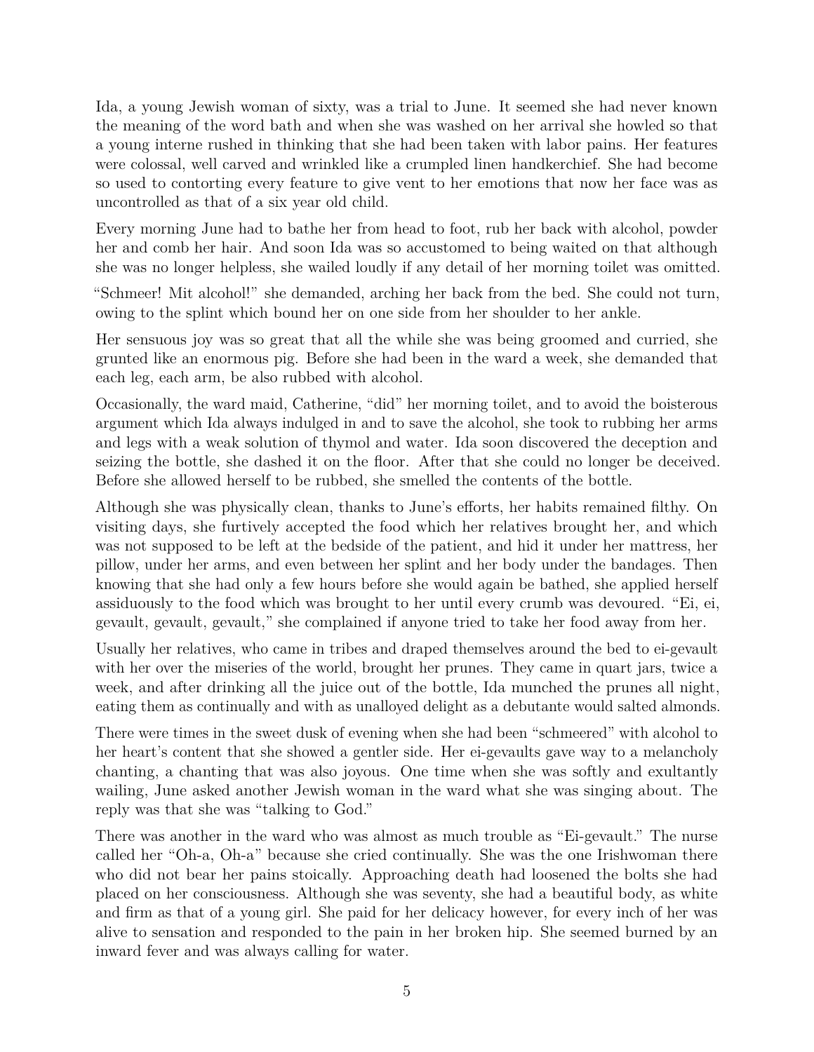Ida, a young Jewish woman of sixty, was a trial to June. It seemed she had never known the meaning of the word bath and when she was washed on her arrival she howled so that a young interne rushed in thinking that she had been taken with labor pains. Her features were colossal, well carved and wrinkled like a crumpled linen handkerchief. She had become so used to contorting every feature to give vent to her emotions that now her face was as uncontrolled as that of a six year old child.

Every morning June had to bathe her from head to foot, rub her back with alcohol, powder her and comb her hair. And soon Ida was so accustomed to being waited on that although she was no longer helpless, she wailed loudly if any detail of her morning toilet was omitted.

"Schmeer! Mit alcohol!" she demanded, arching her back from the bed. She could not turn, owing to the splint which bound her on one side from her shoulder to her ankle.

Her sensuous joy was so great that all the while she was being groomed and curried, she grunted like an enormous pig. Before she had been in the ward a week, she demanded that each leg, each arm, be also rubbed with alcohol.

Occasionally, the ward maid, Catherine, "did" her morning toilet, and to avoid the boisterous argument which Ida always indulged in and to save the alcohol, she took to rubbing her arms and legs with a weak solution of thymol and water. Ida soon discovered the deception and seizing the bottle, she dashed it on the floor. After that she could no longer be deceived. Before she allowed herself to be rubbed, she smelled the contents of the bottle.

Although she was physically clean, thanks to June's efforts, her habits remained filthy. On visiting days, she furtively accepted the food which her relatives brought her, and which was not supposed to be left at the bedside of the patient, and hid it under her mattress, her pillow, under her arms, and even between her splint and her body under the bandages. Then knowing that she had only a few hours before she would again be bathed, she applied herself assiduously to the food which was brought to her until every crumb was devoured. "Ei, ei, gevault, gevault, gevault," she complained if anyone tried to take her food away from her.

Usually her relatives, who came in tribes and draped themselves around the bed to ei-gevault with her over the miseries of the world, brought her prunes. They came in quart jars, twice a week, and after drinking all the juice out of the bottle, Ida munched the prunes all night, eating them as continually and with as unalloyed delight as a debutante would salted almonds.

There were times in the sweet dusk of evening when she had been "schmeered" with alcohol to her heart's content that she showed a gentler side. Her ei-gevaults gave way to a melancholy chanting, a chanting that was also joyous. One time when she was softly and exultantly wailing, June asked another Jewish woman in the ward what she was singing about. The reply was that she was "talking to God."

There was another in the ward who was almost as much trouble as "Ei-gevault." The nurse called her "Oh-a, Oh-a" because she cried continually. She was the one Irishwoman there who did not bear her pains stoically. Approaching death had loosened the bolts she had placed on her consciousness. Although she was seventy, she had a beautiful body, as white and firm as that of a young girl. She paid for her delicacy however, for every inch of her was alive to sensation and responded to the pain in her broken hip. She seemed burned by an inward fever and was always calling for water.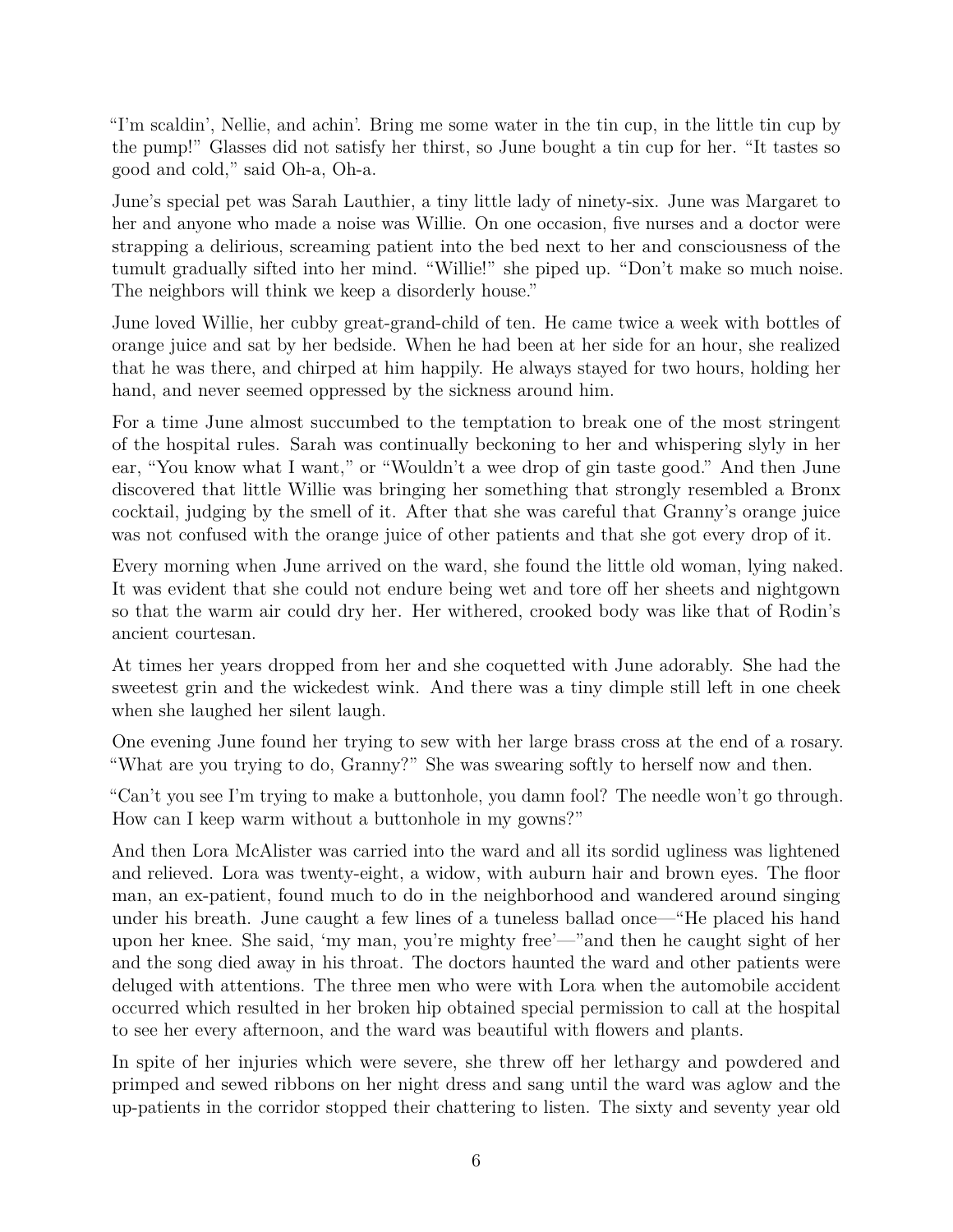"I'm scaldin', Nellie, and achin'. Bring me some water in the tin cup, in the little tin cup by the pump!" Glasses did not satisfy her thirst, so June bought a tin cup for her. "It tastes so good and cold," said Oh-a, Oh-a.

June's special pet was Sarah Lauthier, a tiny little lady of ninety-six. June was Margaret to her and anyone who made a noise was Willie. On one occasion, five nurses and a doctor were strapping a delirious, screaming patient into the bed next to her and consciousness of the tumult gradually sifted into her mind. "Willie!" she piped up. "Don't make so much noise. The neighbors will think we keep a disorderly house."

June loved Willie, her cubby great-grand-child of ten. He came twice a week with bottles of orange juice and sat by her bedside. When he had been at her side for an hour, she realized that he was there, and chirped at him happily. He always stayed for two hours, holding her hand, and never seemed oppressed by the sickness around him.

For a time June almost succumbed to the temptation to break one of the most stringent of the hospital rules. Sarah was continually beckoning to her and whispering slyly in her ear, "You know what I want," or "Wouldn't a wee drop of gin taste good." And then June discovered that little Willie was bringing her something that strongly resembled a Bronx cocktail, judging by the smell of it. After that she was careful that Granny's orange juice was not confused with the orange juice of other patients and that she got every drop of it.

Every morning when June arrived on the ward, she found the little old woman, lying naked. It was evident that she could not endure being wet and tore off her sheets and nightgown so that the warm air could dry her. Her withered, crooked body was like that of Rodin's ancient courtesan.

At times her years dropped from her and she coquetted with June adorably. She had the sweetest grin and the wickedest wink. And there was a tiny dimple still left in one cheek when she laughed her silent laugh.

One evening June found her trying to sew with her large brass cross at the end of a rosary. "What are you trying to do, Granny?" She was swearing softly to herself now and then.

"Can't you see I'm trying to make a buttonhole, you damn fool? The needle won't go through. How can I keep warm without a buttonhole in my gowns?"

And then Lora McAlister was carried into the ward and all its sordid ugliness was lightened and relieved. Lora was twenty-eight, a widow, with auburn hair and brown eyes. The floor man, an ex-patient, found much to do in the neighborhood and wandered around singing under his breath. June caught a few lines of a tuneless ballad once—"He placed his hand upon her knee. She said, 'my man, you're mighty free'—"and then he caught sight of her and the song died away in his throat. The doctors haunted the ward and other patients were deluged with attentions. The three men who were with Lora when the automobile accident occurred which resulted in her broken hip obtained special permission to call at the hospital to see her every afternoon, and the ward was beautiful with flowers and plants.

In spite of her injuries which were severe, she threw off her lethargy and powdered and primped and sewed ribbons on her night dress and sang until the ward was aglow and the up-patients in the corridor stopped their chattering to listen. The sixty and seventy year old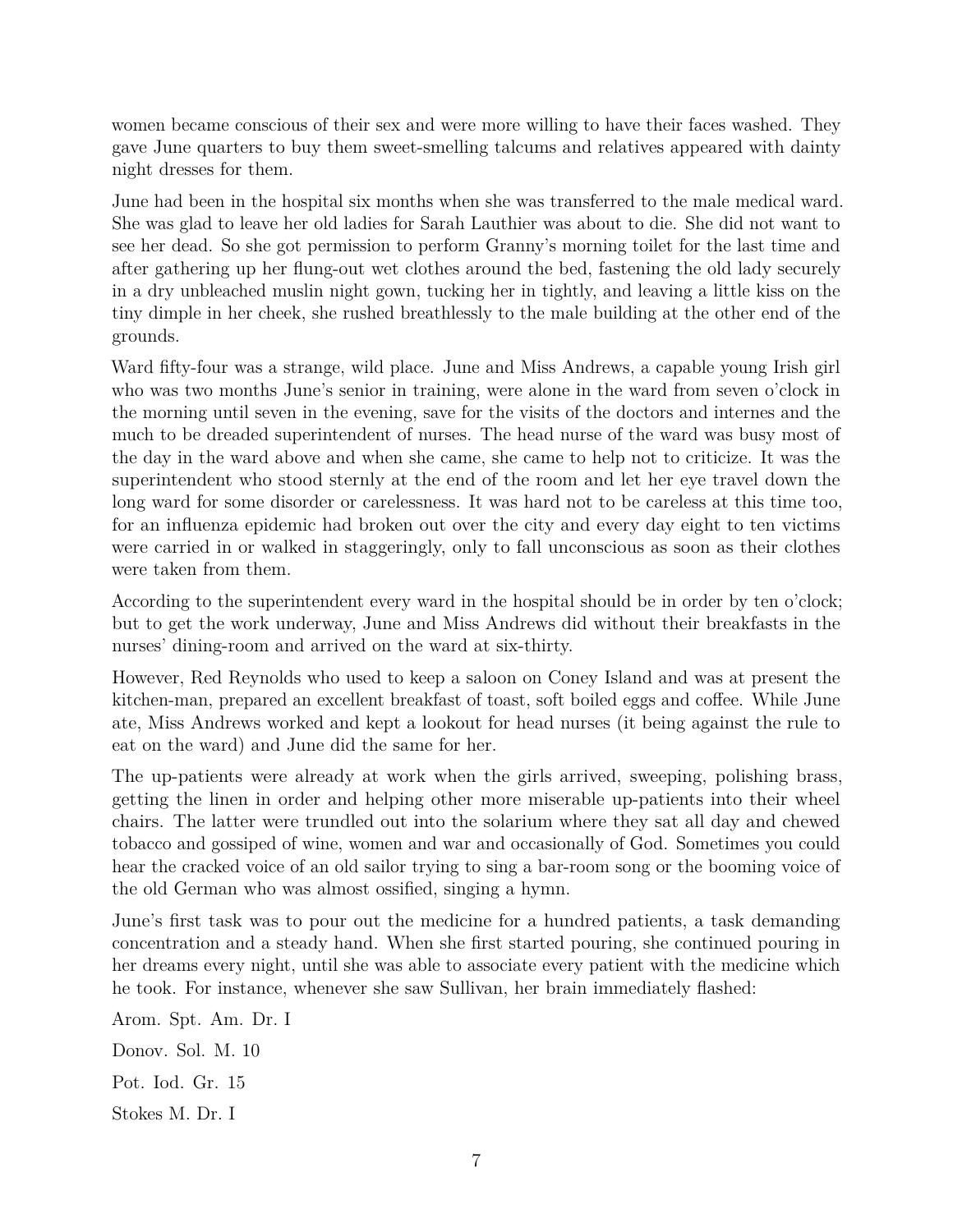women became conscious of their sex and were more willing to have their faces washed. They gave June quarters to buy them sweet-smelling talcums and relatives appeared with dainty night dresses for them.

June had been in the hospital six months when she was transferred to the male medical ward. She was glad to leave her old ladies for Sarah Lauthier was about to die. She did not want to see her dead. So she got permission to perform Granny's morning toilet for the last time and after gathering up her flung-out wet clothes around the bed, fastening the old lady securely in a dry unbleached muslin night gown, tucking her in tightly, and leaving a little kiss on the tiny dimple in her cheek, she rushed breathlessly to the male building at the other end of the grounds.

Ward fifty-four was a strange, wild place. June and Miss Andrews, a capable young Irish girl who was two months June's senior in training, were alone in the ward from seven o'clock in the morning until seven in the evening, save for the visits of the doctors and internes and the much to be dreaded superintendent of nurses. The head nurse of the ward was busy most of the day in the ward above and when she came, she came to help not to criticize. It was the superintendent who stood sternly at the end of the room and let her eye travel down the long ward for some disorder or carelessness. It was hard not to be careless at this time too, for an influenza epidemic had broken out over the city and every day eight to ten victims were carried in or walked in staggeringly, only to fall unconscious as soon as their clothes were taken from them.

According to the superintendent every ward in the hospital should be in order by ten o'clock; but to get the work underway, June and Miss Andrews did without their breakfasts in the nurses' dining-room and arrived on the ward at six-thirty.

However, Red Reynolds who used to keep a saloon on Coney Island and was at present the kitchen-man, prepared an excellent breakfast of toast, soft boiled eggs and coffee. While June ate, Miss Andrews worked and kept a lookout for head nurses (it being against the rule to eat on the ward) and June did the same for her.

The up-patients were already at work when the girls arrived, sweeping, polishing brass, getting the linen in order and helping other more miserable up-patients into their wheel chairs. The latter were trundled out into the solarium where they sat all day and chewed tobacco and gossiped of wine, women and war and occasionally of God. Sometimes you could hear the cracked voice of an old sailor trying to sing a bar-room song or the booming voice of the old German who was almost ossified, singing a hymn.

June's first task was to pour out the medicine for a hundred patients, a task demanding concentration and a steady hand. When she first started pouring, she continued pouring in her dreams every night, until she was able to associate every patient with the medicine which he took. For instance, whenever she saw Sullivan, her brain immediately flashed:

Arom. Spt. Am. Dr. I

Donov. Sol. M. 10

Pot. Iod. Gr. 15

Stokes M. Dr. I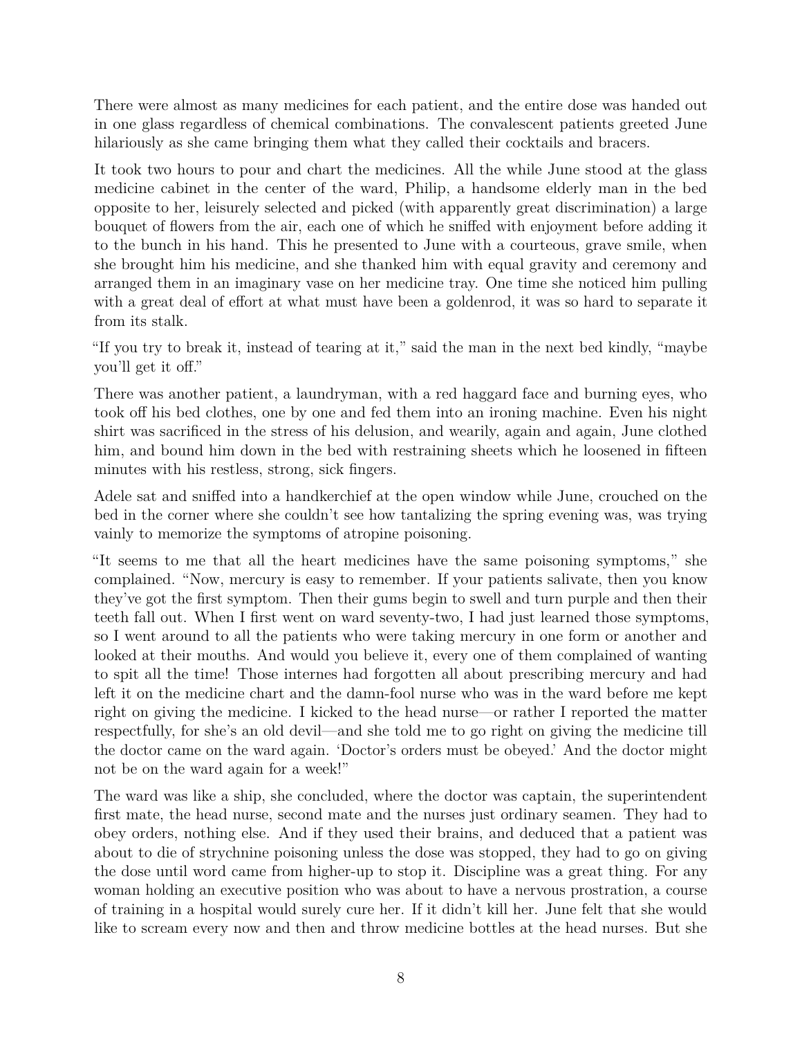There were almost as many medicines for each patient, and the entire dose was handed out in one glass regardless of chemical combinations. The convalescent patients greeted June hilariously as she came bringing them what they called their cocktails and bracers.

It took two hours to pour and chart the medicines. All the while June stood at the glass medicine cabinet in the center of the ward, Philip, a handsome elderly man in the bed opposite to her, leisurely selected and picked (with apparently great discrimination) a large bouquet of flowers from the air, each one of which he sniffed with enjoyment before adding it to the bunch in his hand. This he presented to June with a courteous, grave smile, when she brought him his medicine, and she thanked him with equal gravity and ceremony and arranged them in an imaginary vase on her medicine tray. One time she noticed him pulling with a great deal of effort at what must have been a goldenrod, it was so hard to separate it from its stalk.

"If you try to break it, instead of tearing at it," said the man in the next bed kindly, "maybe you'll get it off."

There was another patient, a laundryman, with a red haggard face and burning eyes, who took off his bed clothes, one by one and fed them into an ironing machine. Even his night shirt was sacrificed in the stress of his delusion, and wearily, again and again, June clothed him, and bound him down in the bed with restraining sheets which he loosened in fifteen minutes with his restless, strong, sick fingers.

Adele sat and sniffed into a handkerchief at the open window while June, crouched on the bed in the corner where she couldn't see how tantalizing the spring evening was, was trying vainly to memorize the symptoms of atropine poisoning.

"It seems to me that all the heart medicines have the same poisoning symptoms," she complained. "Now, mercury is easy to remember. If your patients salivate, then you know they've got the first symptom. Then their gums begin to swell and turn purple and then their teeth fall out. When I first went on ward seventy-two, I had just learned those symptoms, so I went around to all the patients who were taking mercury in one form or another and looked at their mouths. And would you believe it, every one of them complained of wanting to spit all the time! Those internes had forgotten all about prescribing mercury and had left it on the medicine chart and the damn-fool nurse who was in the ward before me kept right on giving the medicine. I kicked to the head nurse—or rather I reported the matter respectfully, for she's an old devil—and she told me to go right on giving the medicine till the doctor came on the ward again. 'Doctor's orders must be obeyed.' And the doctor might not be on the ward again for a week!"

The ward was like a ship, she concluded, where the doctor was captain, the superintendent first mate, the head nurse, second mate and the nurses just ordinary seamen. They had to obey orders, nothing else. And if they used their brains, and deduced that a patient was about to die of strychnine poisoning unless the dose was stopped, they had to go on giving the dose until word came from higher-up to stop it. Discipline was a great thing. For any woman holding an executive position who was about to have a nervous prostration, a course of training in a hospital would surely cure her. If it didn't kill her. June felt that she would like to scream every now and then and throw medicine bottles at the head nurses. But she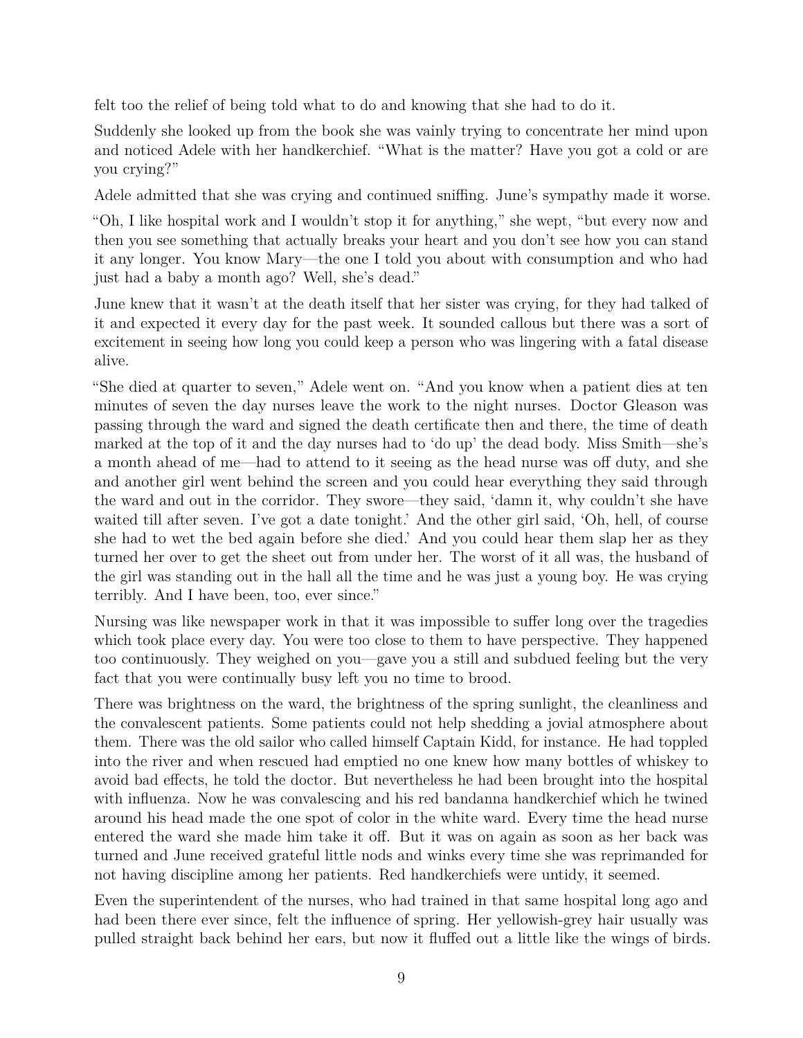felt too the relief of being told what to do and knowing that she had to do it.

Suddenly she looked up from the book she was vainly trying to concentrate her mind upon and noticed Adele with her handkerchief. "What is the matter? Have you got a cold or are you crying?"

Adele admitted that she was crying and continued sniffing. June's sympathy made it worse.

"Oh, I like hospital work and I wouldn't stop it for anything," she wept, "but every now and then you see something that actually breaks your heart and you don't see how you can stand it any longer. You know Mary—the one I told you about with consumption and who had just had a baby a month ago? Well, she's dead."

June knew that it wasn't at the death itself that her sister was crying, for they had talked of it and expected it every day for the past week. It sounded callous but there was a sort of excitement in seeing how long you could keep a person who was lingering with a fatal disease alive.

"She died at quarter to seven," Adele went on. "And you know when a patient dies at ten minutes of seven the day nurses leave the work to the night nurses. Doctor Gleason was passing through the ward and signed the death certificate then and there, the time of death marked at the top of it and the day nurses had to 'do up' the dead body. Miss Smith—she's a month ahead of me—had to attend to it seeing as the head nurse was off duty, and she and another girl went behind the screen and you could hear everything they said through the ward and out in the corridor. They swore—they said, 'damn it, why couldn't she have waited till after seven. I've got a date tonight.' And the other girl said, 'Oh, hell, of course she had to wet the bed again before she died.' And you could hear them slap her as they turned her over to get the sheet out from under her. The worst of it all was, the husband of the girl was standing out in the hall all the time and he was just a young boy. He was crying terribly. And I have been, too, ever since."

Nursing was like newspaper work in that it was impossible to suffer long over the tragedies which took place every day. You were too close to them to have perspective. They happened too continuously. They weighed on you—gave you a still and subdued feeling but the very fact that you were continually busy left you no time to brood.

There was brightness on the ward, the brightness of the spring sunlight, the cleanliness and the convalescent patients. Some patients could not help shedding a jovial atmosphere about them. There was the old sailor who called himself Captain Kidd, for instance. He had toppled into the river and when rescued had emptied no one knew how many bottles of whiskey to avoid bad effects, he told the doctor. But nevertheless he had been brought into the hospital with influenza. Now he was convalescing and his red bandanna handkerchief which he twined around his head made the one spot of color in the white ward. Every time the head nurse entered the ward she made him take it off. But it was on again as soon as her back was turned and June received grateful little nods and winks every time she was reprimanded for not having discipline among her patients. Red handkerchiefs were untidy, it seemed.

Even the superintendent of the nurses, who had trained in that same hospital long ago and had been there ever since, felt the influence of spring. Her yellowish-grey hair usually was pulled straight back behind her ears, but now it fluffed out a little like the wings of birds.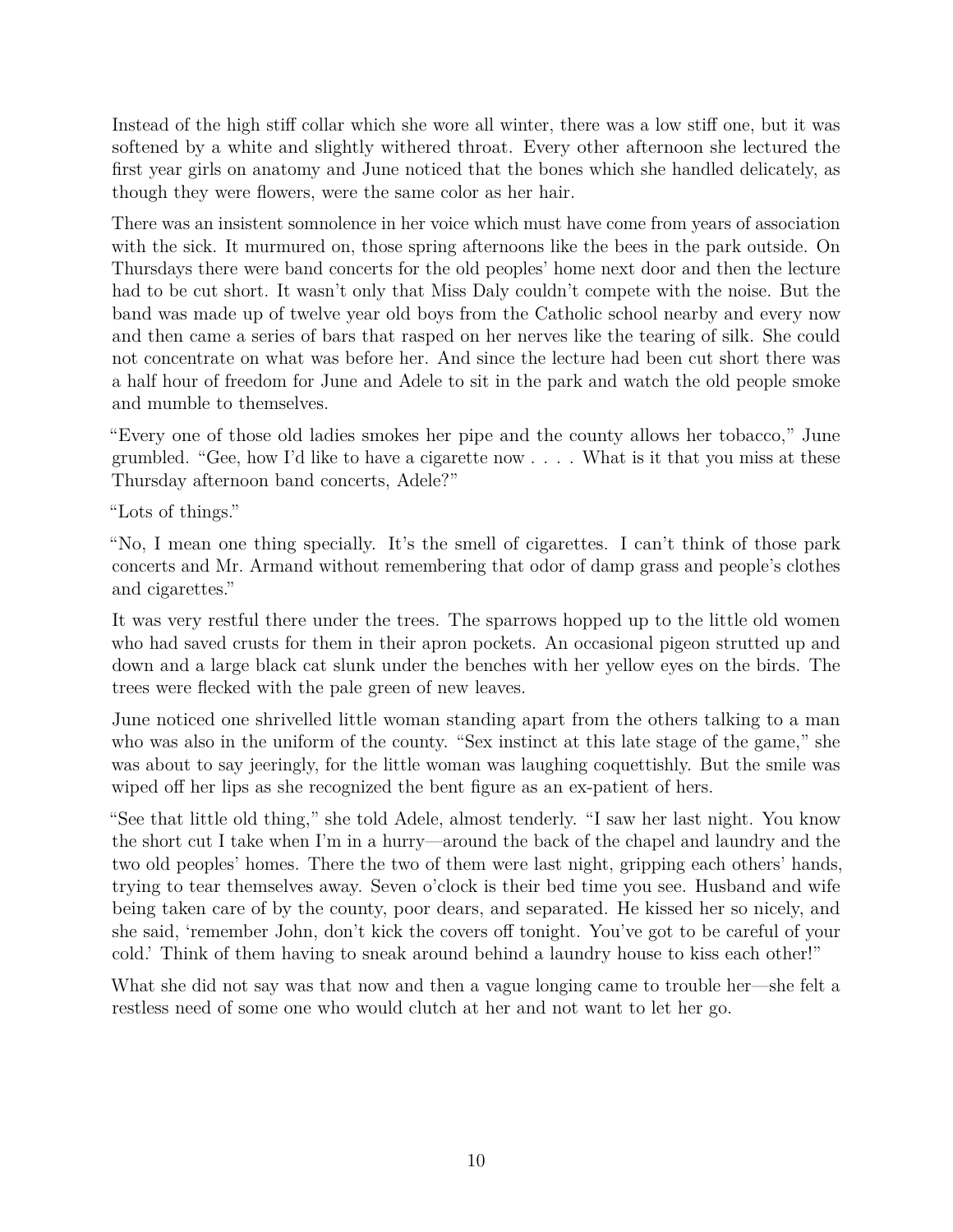Instead of the high stiff collar which she wore all winter, there was a low stiff one, but it was softened by a white and slightly withered throat. Every other afternoon she lectured the first year girls on anatomy and June noticed that the bones which she handled delicately, as though they were flowers, were the same color as her hair.

There was an insistent somnolence in her voice which must have come from years of association with the sick. It murmured on, those spring afternoons like the bees in the park outside. On Thursdays there were band concerts for the old peoples' home next door and then the lecture had to be cut short. It wasn't only that Miss Daly couldn't compete with the noise. But the band was made up of twelve year old boys from the Catholic school nearby and every now and then came a series of bars that rasped on her nerves like the tearing of silk. She could not concentrate on what was before her. And since the lecture had been cut short there was a half hour of freedom for June and Adele to sit in the park and watch the old people smoke and mumble to themselves.

"Every one of those old ladies smokes her pipe and the county allows her tobacco," June grumbled. "Gee, how I'd like to have a cigarette now . . . . What is it that you miss at these Thursday afternoon band concerts, Adele?"

"Lots of things."

"No, I mean one thing specially. It's the smell of cigarettes. I can't think of those park concerts and Mr. Armand without remembering that odor of damp grass and people's clothes and cigarettes."

It was very restful there under the trees. The sparrows hopped up to the little old women who had saved crusts for them in their apron pockets. An occasional pigeon strutted up and down and a large black cat slunk under the benches with her yellow eyes on the birds. The trees were flecked with the pale green of new leaves.

June noticed one shrivelled little woman standing apart from the others talking to a man who was also in the uniform of the county. "Sex instinct at this late stage of the game," she was about to say jeeringly, for the little woman was laughing coquettishly. But the smile was wiped off her lips as she recognized the bent figure as an ex-patient of hers.

"See that little old thing," she told Adele, almost tenderly. "I saw her last night. You know the short cut I take when I'm in a hurry—around the back of the chapel and laundry and the two old peoples' homes. There the two of them were last night, gripping each others' hands, trying to tear themselves away. Seven o'clock is their bed time you see. Husband and wife being taken care of by the county, poor dears, and separated. He kissed her so nicely, and she said, 'remember John, don't kick the covers off tonight. You've got to be careful of your cold.' Think of them having to sneak around behind a laundry house to kiss each other!"

What she did not say was that now and then a vague longing came to trouble her—she felt a restless need of some one who would clutch at her and not want to let her go.